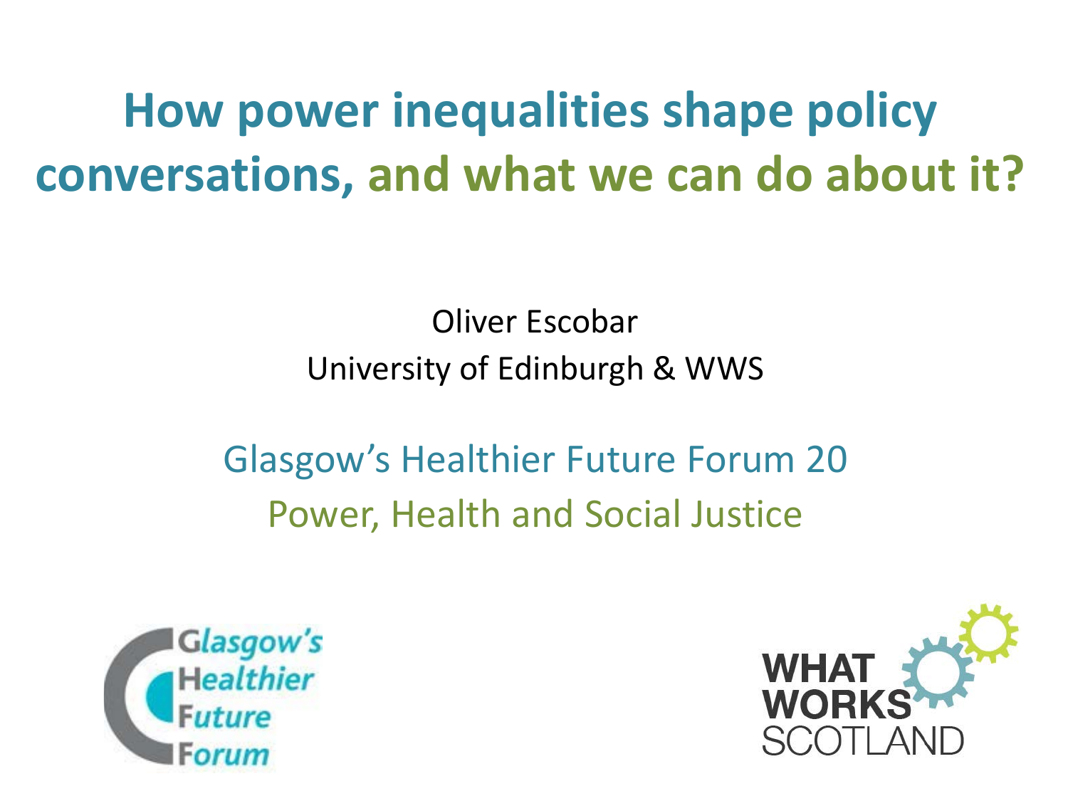# How power inequalities shape policy conversations, and what we can do about it?

Oliver Escobar

University of Edinburgh & WWS

Glasgow's Healthier Future Forum 20

Power, Health and Social Justice

Glasgow's Healthier Future Forum

WHAT WORKS SCOTLAND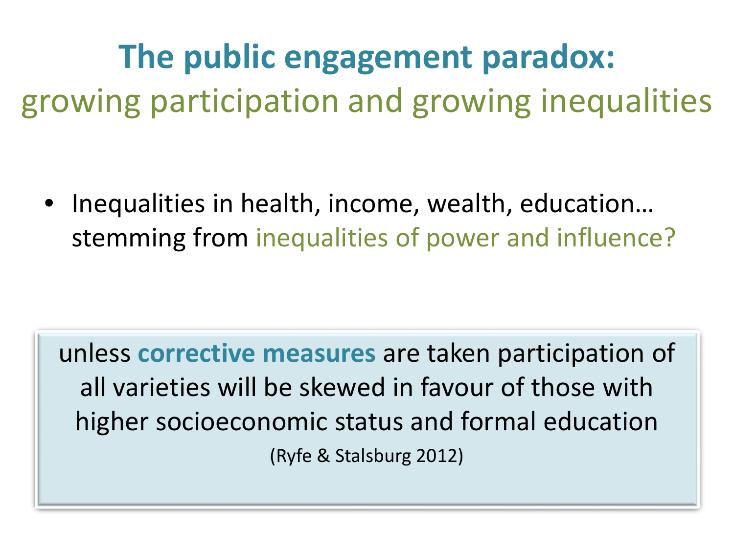# **The public engagement paradox:**
## growing participation and growing inequalities

- Inequalities in health, income, wealth, education… stemming from inequalities of power and influence?

unless **corrective measures** are taken participation of all varieties will be skewed in favour of those with higher socioeconomic status and formal education

(Ryfe & Stalsburg 2012)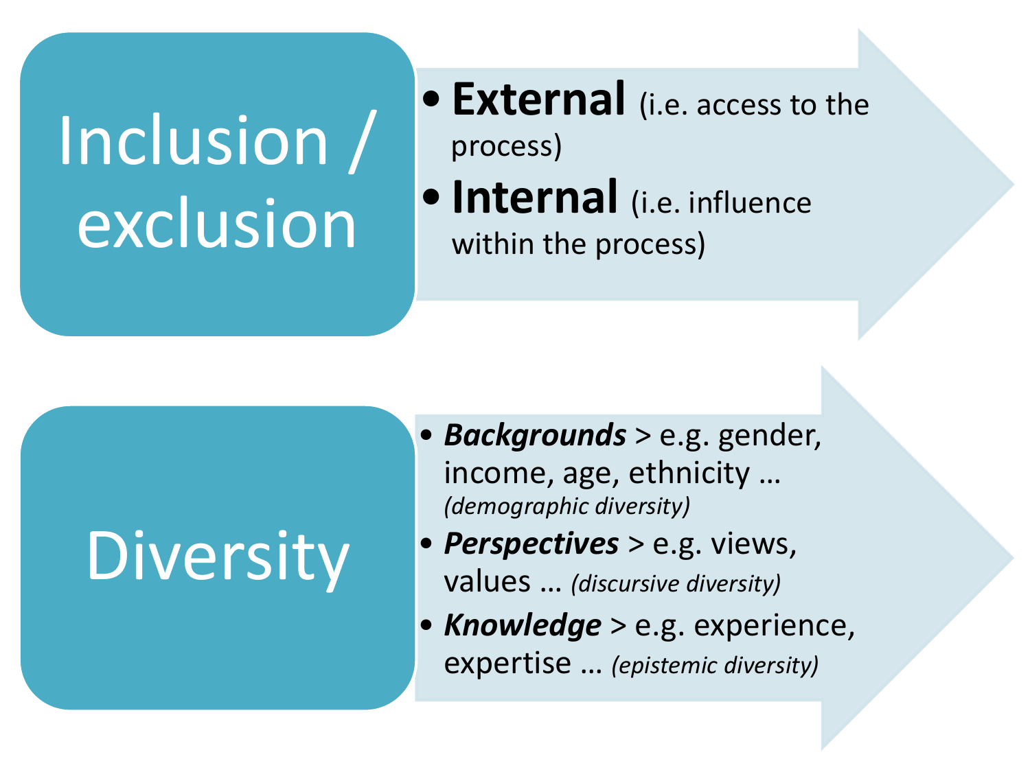## Inclusion / exclusion

- **External** (i.e. access to the process)
- **Internal** (i.e. influence within the process)

## Diversity

- ***Backgrounds*** > e.g. gender, income, age, ethnicity … *(demographic diversity)*
- ***Perspectives*** > e.g. views, values … *(discursive diversity)*
- ***Knowledge*** > e.g. experience, expertise … *(epistemic diversity)*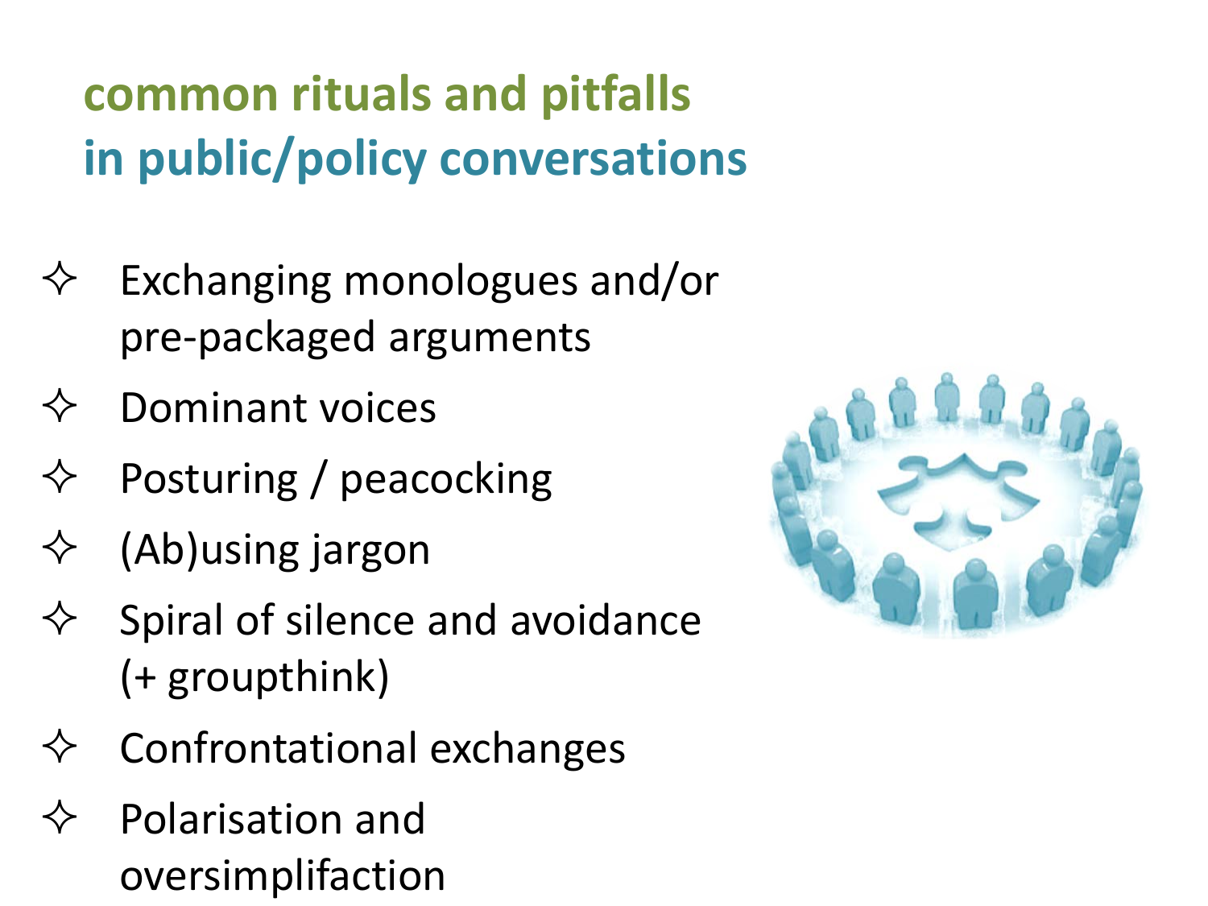## common rituals and pitfalls in public/policy conversations

- Exchanging monologues and/or pre-packaged arguments
- Dominant voices
- Posturing / peacocking
- (Ab)using jargon
- Spiral of silence and avoidance (+ groupthink)
- Confrontational exchanges
- Polarisation and oversimplifaction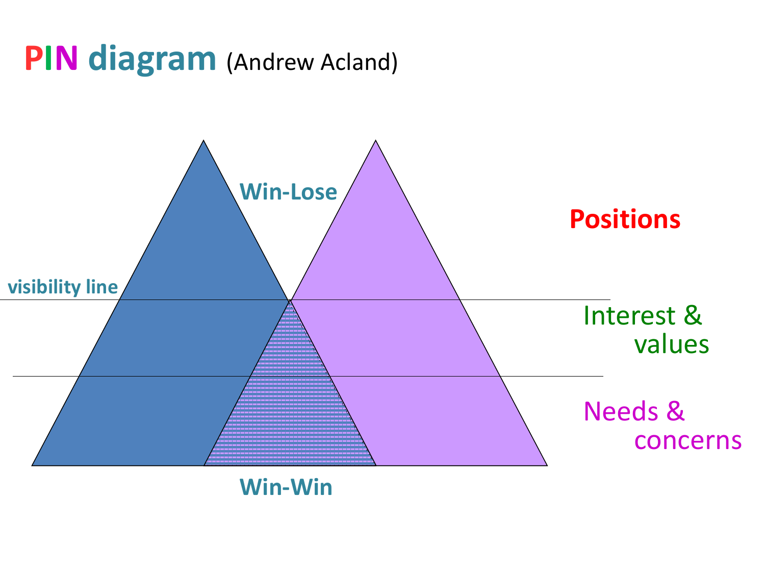# PIN diagram (Andrew Acland)

Win-Lose

Positions

visibility line

Interest & values

Needs & concerns

Win-Win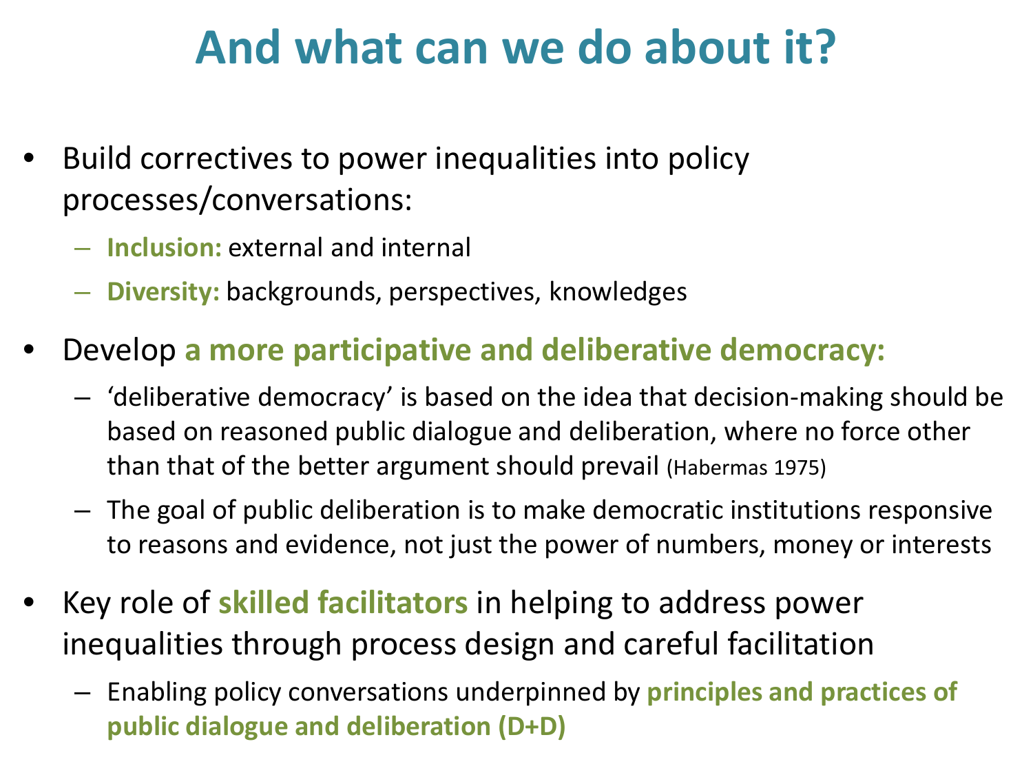# And what can we do about it?

- Build correctives to power inequalities into policy processes/conversations:
  - **Inclusion:** external and internal
  - **Diversity:** backgrounds, perspectives, knowledges
- Develop **a more participative and deliberative democracy:**
  - 'deliberative democracy' is based on the idea that decision-making should be based on reasoned public dialogue and deliberation, where no force other than that of the better argument should prevail (Habermas 1975)
  - The goal of public deliberation is to make democratic institutions responsive to reasons and evidence, not just the power of numbers, money or interests
- Key role of **skilled facilitators** in helping to address power inequalities through process design and careful facilitation
  - Enabling policy conversations underpinned by **principles and practices of public dialogue and deliberation (D+D)**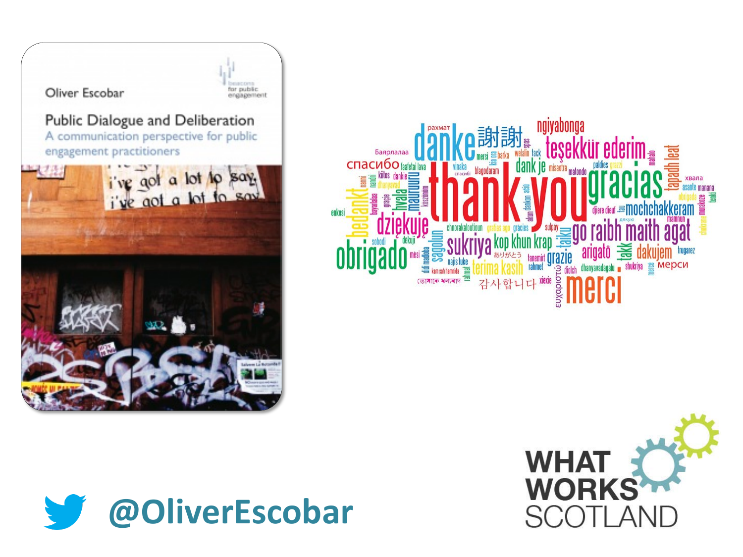Oliver Escobar

Public Dialogue and Deliberation

A communication perspective for public engagement practitioners

@OliverEscobar

WHAT WORKS SCOTLAND